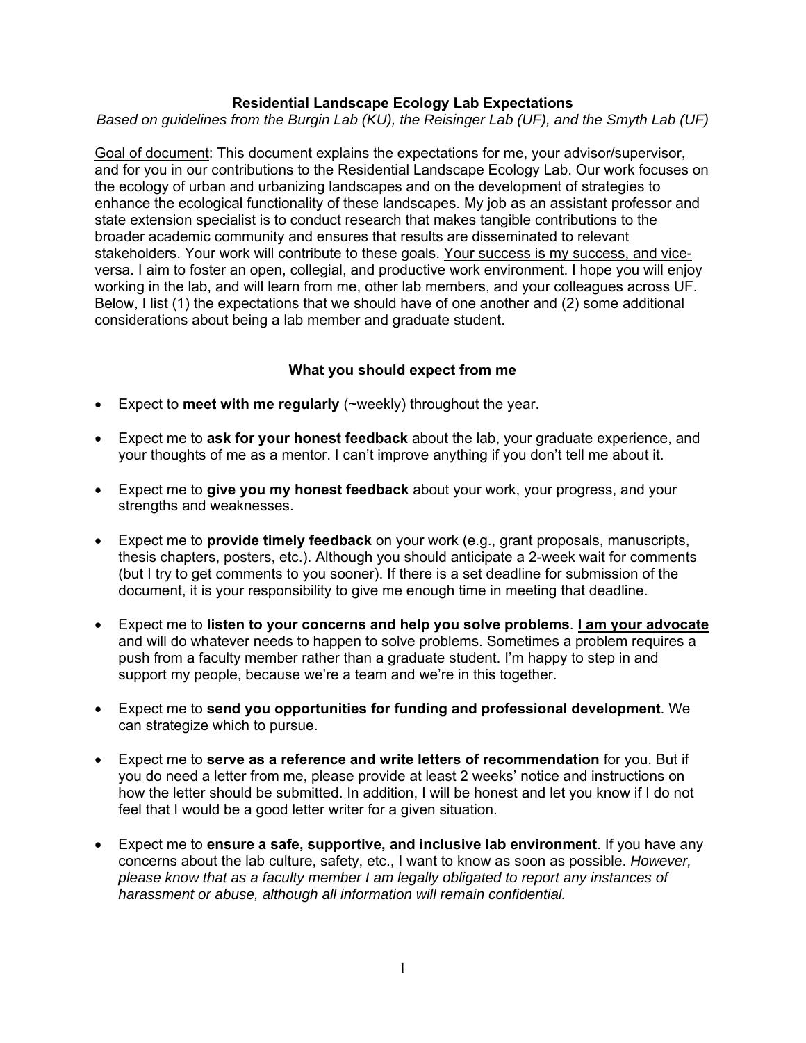# Residential Landscape Ecology Lab Expectations

*Based on guidelines from the Burgin Lab (KU), the Reisinger Lab (UF), and the Smyth Lab (UF)*

<u>Goal of document</u>: This document explains the expectations for me, your advisor/supervisor, and for you in our contributions to the Residential Landscape Ecology Lab. Our work focuses on the ecology of urban and urbanizing landscapes and on the development of strategies to enhance the ecological functionality of these landscapes. My job as an assistant professor and state extension specialist is to conduct research that makes tangible contributions to the broader academic community and ensures that results are disseminated to relevant stakeholders. Your work will contribute to these goals. <u>Your success is my success, and vice-versa</u>. I aim to foster an open, collegial, and productive work environment. I hope you will enjoy working in the lab, and will learn from me, other lab members, and your colleagues across UF. Below, I list (1) the expectations that we should have of one another and (2) some additional considerations about being a lab member and graduate student.

## What you should expect from me

- Expect to **meet with me regularly** (~weekly) throughout the year.
- Expect me to **ask for your honest feedback** about the lab, your graduate experience, and your thoughts of me as a mentor. I can't improve anything if you don't tell me about it.
- Expect me to **give you my honest feedback** about your work, your progress, and your strengths and weaknesses.
- Expect me to **provide timely feedback** on your work (e.g., grant proposals, manuscripts, thesis chapters, posters, etc.). Although you should anticipate a 2-week wait for comments (but I try to get comments to you sooner). If there is a set deadline for submission of the document, it is your responsibility to give me enough time in meeting that deadline.
- Expect me to **listen to your concerns and help you solve problems**. **<u>I am your advocate</u>** and will do whatever needs to happen to solve problems. Sometimes a problem requires a push from a faculty member rather than a graduate student. I'm happy to step in and support my people, because we're a team and we're in this together.
- Expect me to **send you opportunities for funding and professional development**. We can strategize which to pursue.
- Expect me to **serve as a reference and write letters of recommendation** for you. But if you do need a letter from me, please provide at least 2 weeks' notice and instructions on how the letter should be submitted. In addition, I will be honest and let you know if I do not feel that I would be a good letter writer for a given situation.
- Expect me to **ensure a safe, supportive, and inclusive lab environment**. If you have any concerns about the lab culture, safety, etc., I want to know as soon as possible. *However, please know that as a faculty member I am legally obligated to report any instances of harassment or abuse, although all information will remain confidential.*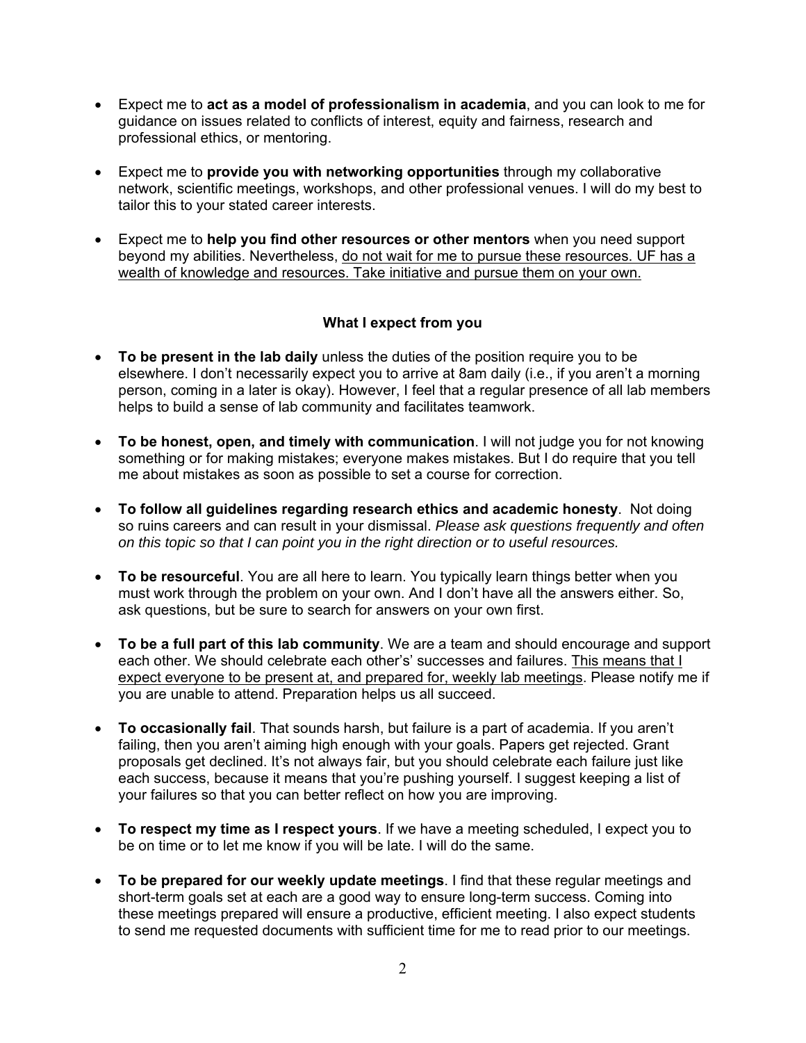- Expect me to **act as a model of professionalism in academia**, and you can look to me for guidance on issues related to conflicts of interest, equity and fairness, research and professional ethics, or mentoring.

- Expect me to **provide you with networking opportunities** through my collaborative network, scientific meetings, workshops, and other professional venues. I will do my best to tailor this to your stated career interests.

- Expect me to **help you find other resources or other mentors** when you need support beyond my abilities. Nevertheless, <u>do not wait for me to pursue these resources. UF has a wealth of knowledge and resources. Take initiative and pursue them on your own.</u>

### What I expect from you

- **To be present in the lab daily** unless the duties of the position require you to be elsewhere. I don't necessarily expect you to arrive at 8am daily (i.e., if you aren't a morning person, coming in a later is okay). However, I feel that a regular presence of all lab members helps to build a sense of lab community and facilitates teamwork.

- **To be honest, open, and timely with communication**. I will not judge you for not knowing something or for making mistakes; everyone makes mistakes. But I do require that you tell me about mistakes as soon as possible to set a course for correction.

- **To follow all guidelines regarding research ethics and academic honesty**. Not doing so ruins careers and can result in your dismissal. *Please ask questions frequently and often on this topic so that I can point you in the right direction or to useful resources.*

- **To be resourceful**. You are all here to learn. You typically learn things better when you must work through the problem on your own. And I don't have all the answers either. So, ask questions, but be sure to search for answers on your own first.

- **To be a full part of this lab community**. We are a team and should encourage and support each other. We should celebrate each other's' successes and failures. <u>This means that I expect everyone to be present at, and prepared for, weekly lab meetings</u>. Please notify me if you are unable to attend. Preparation helps us all succeed.

- **To occasionally fail**. That sounds harsh, but failure is a part of academia. If you aren't failing, then you aren't aiming high enough with your goals. Papers get rejected. Grant proposals get declined. It's not always fair, but you should celebrate each failure just like each success, because it means that you're pushing yourself. I suggest keeping a list of your failures so that you can better reflect on how you are improving.

- **To respect my time as I respect yours**. If we have a meeting scheduled, I expect you to be on time or to let me know if you will be late. I will do the same.

- **To be prepared for our weekly update meetings**. I find that these regular meetings and short-term goals set at each are a good way to ensure long-term success. Coming into these meetings prepared will ensure a productive, efficient meeting. I also expect students to send me requested documents with sufficient time for me to read prior to our meetings.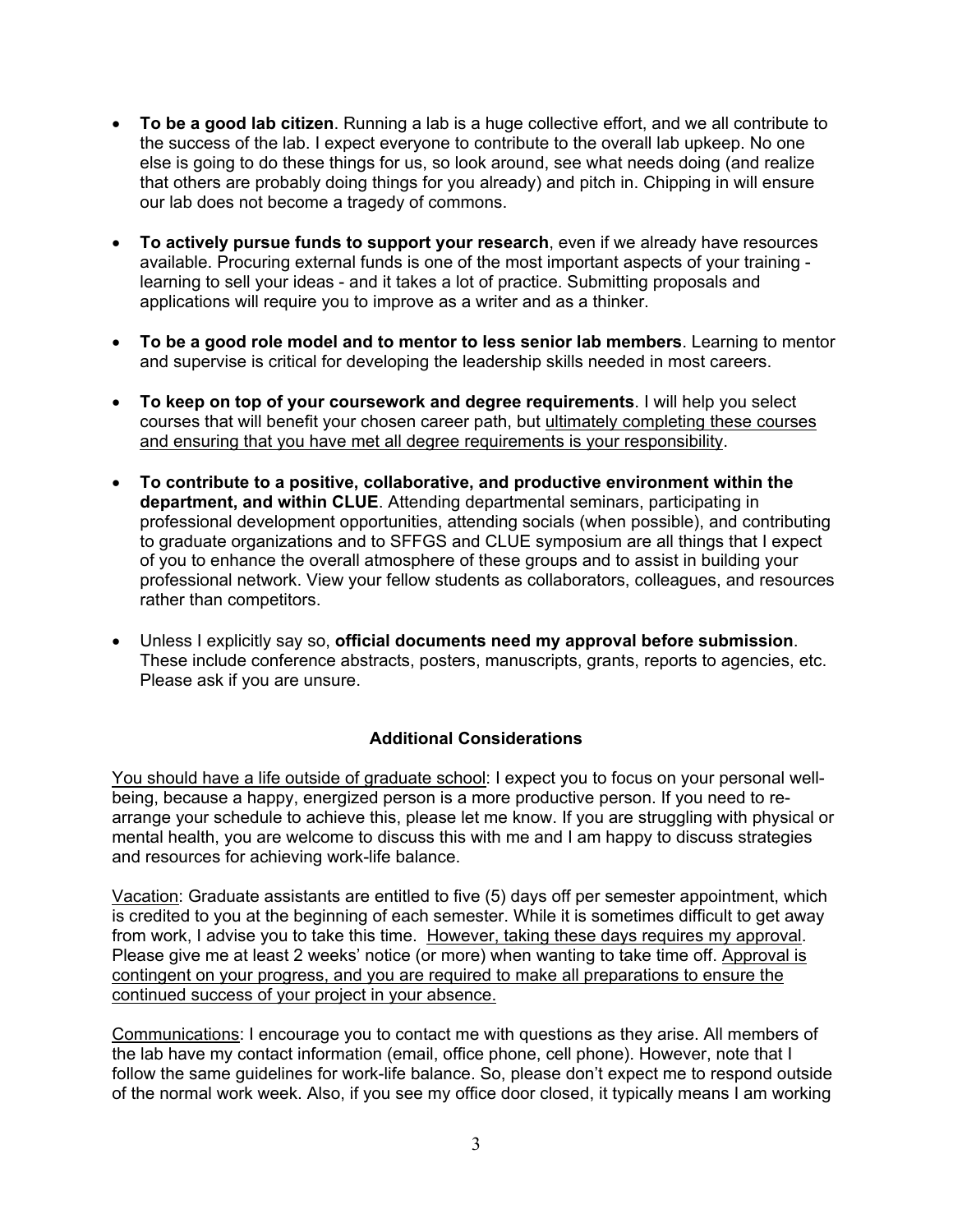- **To be a good lab citizen**. Running a lab is a huge collective effort, and we all contribute to the success of the lab. I expect everyone to contribute to the overall lab upkeep. No one else is going to do these things for us, so look around, see what needs doing (and realize that others are probably doing things for you already) and pitch in. Chipping in will ensure our lab does not become a tragedy of commons.

- **To actively pursue funds to support your research**, even if we already have resources available. Procuring external funds is one of the most important aspects of your training - learning to sell your ideas - and it takes a lot of practice. Submitting proposals and applications will require you to improve as a writer and as a thinker.

- **To be a good role model and to mentor to less senior lab members**. Learning to mentor and supervise is critical for developing the leadership skills needed in most careers.

- **To keep on top of your coursework and degree requirements**. I will help you select courses that will benefit your chosen career path, but ultimately completing these courses and ensuring that you have met all degree requirements is your responsibility.

- **To contribute to a positive, collaborative, and productive environment within the department, and within CLUE**. Attending departmental seminars, participating in professional development opportunities, attending socials (when possible), and contributing to graduate organizations and to SFFGS and CLUE symposium are all things that I expect of you to enhance the overall atmosphere of these groups and to assist in building your professional network. View your fellow students as collaborators, colleagues, and resources rather than competitors.

- Unless I explicitly say so, **official documents need my approval before submission**. These include conference abstracts, posters, manuscripts, grants, reports to agencies, etc. Please ask if you are unsure.

### Additional Considerations

You should have a life outside of graduate school: I expect you to focus on your personal well-being, because a happy, energized person is a more productive person. If you need to re-arrange your schedule to achieve this, please let me know. If you are struggling with physical or mental health, you are welcome to discuss this with me and I am happy to discuss strategies and resources for achieving work-life balance.

Vacation: Graduate assistants are entitled to five (5) days off per semester appointment, which is credited to you at the beginning of each semester. While it is sometimes difficult to get away from work, I advise you to take this time. However, taking these days requires my approval. Please give me at least 2 weeks' notice (or more) when wanting to take time off. Approval is contingent on your progress, and you are required to make all preparations to ensure the continued success of your project in your absence.

Communications: I encourage you to contact me with questions as they arise. All members of the lab have my contact information (email, office phone, cell phone). However, note that I follow the same guidelines for work-life balance. So, please don't expect me to respond outside of the normal work week. Also, if you see my office door closed, it typically means I am working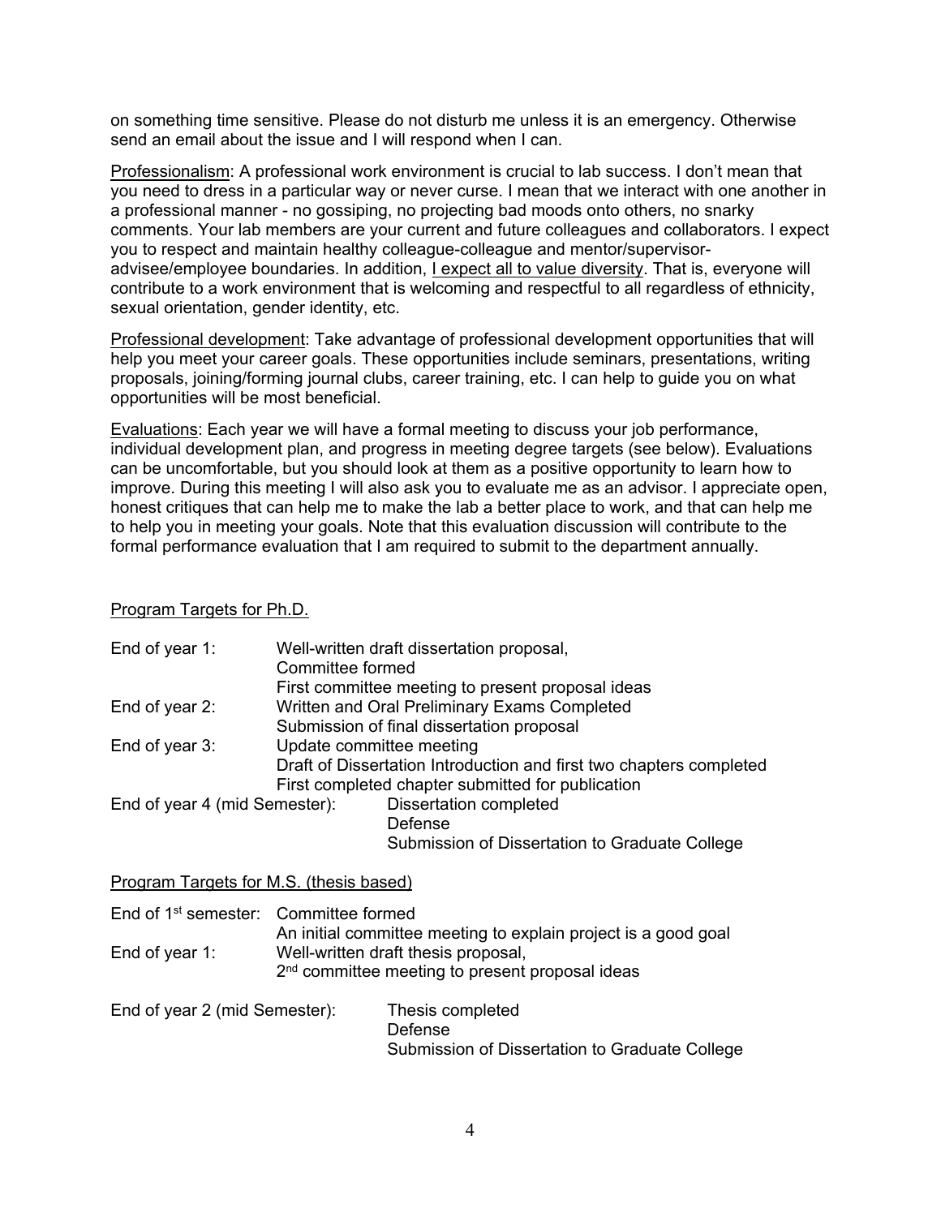on something time sensitive. Please do not disturb me unless it is an emergency. Otherwise send an email about the issue and I will respond when I can.

Professionalism: A professional work environment is crucial to lab success. I don't mean that you need to dress in a particular way or never curse. I mean that we interact with one another in a professional manner - no gossiping, no projecting bad moods onto others, no snarky comments. Your lab members are your current and future colleagues and collaborators. I expect you to respect and maintain healthy colleague-colleague and mentor/supervisor-advisee/employee boundaries. In addition, I expect all to value diversity. That is, everyone will contribute to a work environment that is welcoming and respectful to all regardless of ethnicity, sexual orientation, gender identity, etc.

Professional development: Take advantage of professional development opportunities that will help you meet your career goals. These opportunities include seminars, presentations, writing proposals, joining/forming journal clubs, career training, etc. I can help to guide you on what opportunities will be most beneficial.

Evaluations: Each year we will have a formal meeting to discuss your job performance, individual development plan, and progress in meeting degree targets (see below). Evaluations can be uncomfortable, but you should look at them as a positive opportunity to learn how to improve. During this meeting I will also ask you to evaluate me as an advisor. I appreciate open, honest critiques that can help me to make the lab a better place to work, and that can help me to help you in meeting your goals. Note that this evaluation discussion will contribute to the formal performance evaluation that I am required to submit to the department annually.

## Program Targets for Ph.D.

| | |
|---|---|
| End of year 1: | Well-written draft dissertation proposal,<br>Committee formed<br>First committee meeting to present proposal ideas |
| End of year 2: | Written and Oral Preliminary Exams Completed<br>Submission of final dissertation proposal |
| End of year 3: | Update committee meeting<br>Draft of Dissertation Introduction and first two chapters completed<br>First completed chapter submitted for publication |
| End of year 4 (mid Semester): | Dissertation completed<br>Defense<br>Submission of Dissertation to Graduate College |

## Program Targets for M.S. (thesis based)

| | |
|---|---|
| End of 1st semester: | Committee formed<br>An initial committee meeting to explain project is a good goal |
| End of year 1: | Well-written draft thesis proposal,<br>2nd committee meeting to present proposal ideas |
| End of year 2 (mid Semester): | Thesis completed<br>Defense<br>Submission of Dissertation to Graduate College |